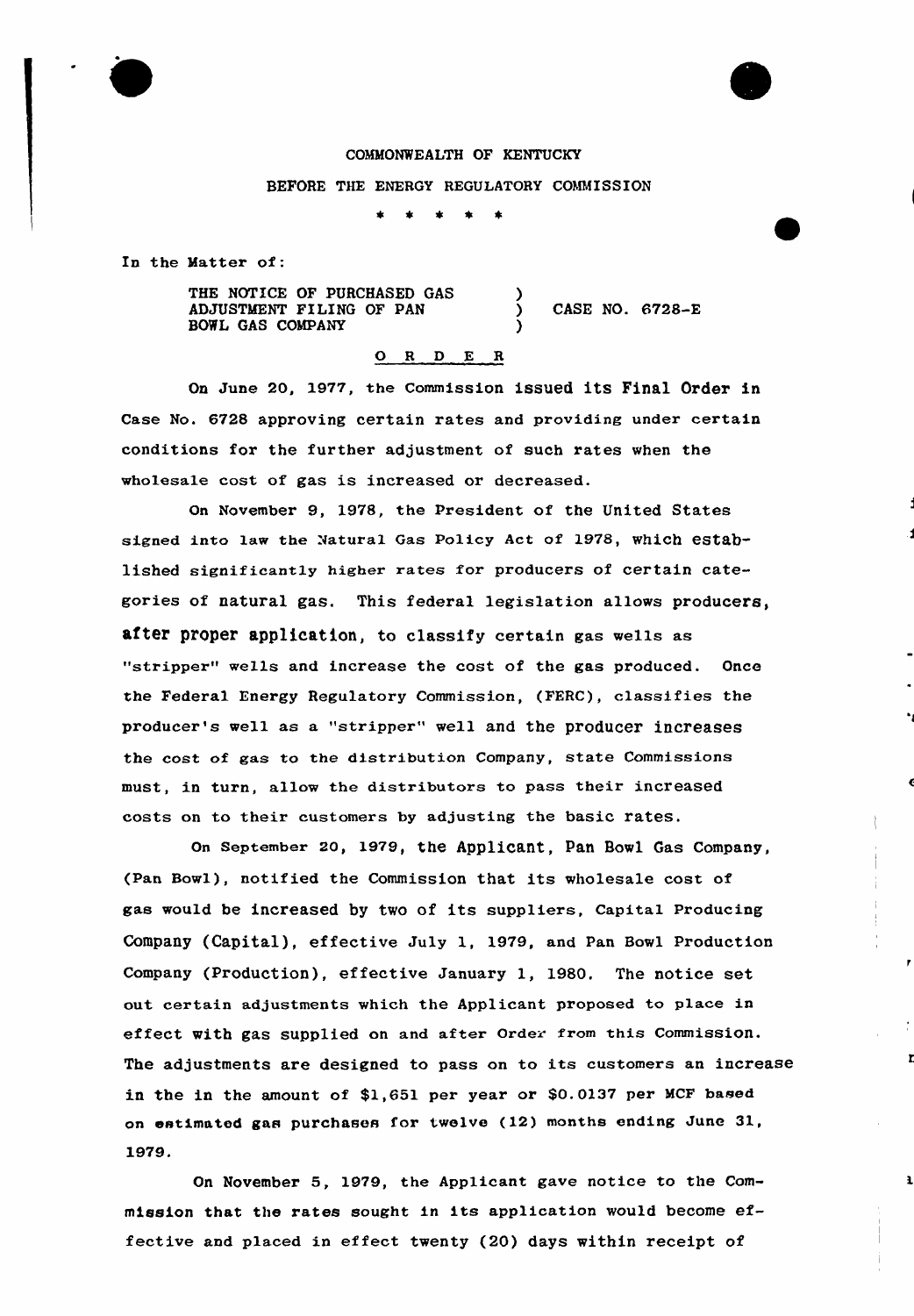COMMONWEALTH OF KENTUCKY

BEFORE THE ENERGY REGULATORY COMMISSION

\* \* \* \* \*

In the Matter of:

THE NOTICE OF PURCHASED GAS ADJUSTMENT FILING OF PAN BOWL GAS COMPANY ) CASE NO. 6728-E

## O R D E R

On June 20, 1977, the Commission issued its Final Order in Case No. 6728 approving certain rates and providing under certain conditions for the further adjustment of such rates when the wholesale cost of gas is increased or decreased.

On November 9, 1978, the President of the United States signed into law the Natural Gas Policy Act of 1978, which established significantly higher rates for producers of certain categories of natural gas. This federal legislation allows producers, after proper application, to classify certain gas wells as "stripper" wells and increase the cost of the gas produced. Once the Federal Energy Regulatory Commission, (FERC), classifies the producer's well as a "stripper" well and the producer increases the cost of gas to the distribution Company, state Commissions must, in turn, allow the distributors to pass their increased costs on to their customers by adjusting the basic rates.

On September 20, 1979, the Applicant, Pan Bowl Gas Company, (Pan Bowl), notified the Commission that its wholesale cost of gas would be increased by two of its suppliers, Capital Producing Company (Capital), effective July 1, 1979, and Pan Bowl Production Company (Production), effective January 1, 1980. The notice set out certain adjustments which the Applicant proposed to place in effect with gas supplied on and after Order from this Commission. The adjustments are designed to pass on to its customers an increase in the in the amount of $1,651 per year or $0.0137 per MCF based on estimated gas purchases for twelve (12) months ending June 31, 1979.

On November 5, 1979, the Applicant gave notice to the Commission that the rates sought in its application would become effective and placed in effect twenty (20) days within receipt of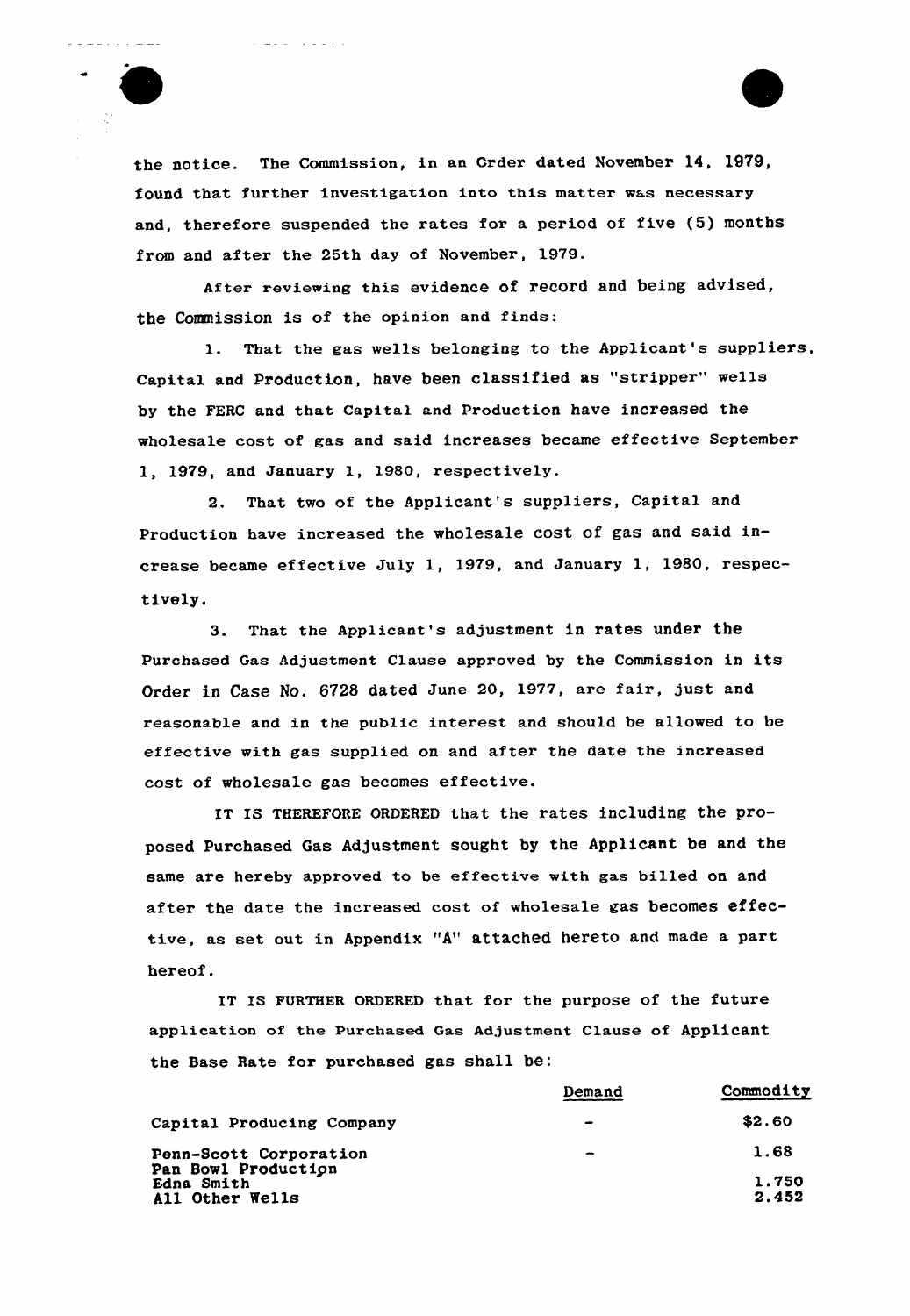the notice. The Commission, in an Order dated November 14, 1979, found that further investigation into this matter was necessary and, therefore suspended the rates for a period of five (5) months from and after the 25th day of November, 1979.

After reviewing this evidence of record and being advised, the Commission is of the opinion and finds:

1. That the gas wells belonging to the Applicant's suppliers, Capital and Production, have been classified as "stripper" wells by the FERC and that Capital and Production have increased the wholesale cost of gas and said increases became effective September 1, 1979, and January 1, 1980, respectively.

2. That two of the Applicant's suppliers, Capital and Production have increased the wholesale cost of gas and said increase became effective July 1, 1979, and January 1, 1980, respectively.

3. That the Applicant's adjustment in rates under the Purchased Gas Adjustment Clause approved by the Commission in its Order in Case No. 6728 dated June 20, 1977, are fair, just and reasonable and in the public interest and should be allowed to be effective with gas supplied on and after the date the increased cost of wholesale gas becomes effective.

IT IS THEREFORE ORDERED that the rates including the proposed Purchased Gas Adjustment sought by the Applicant be and the same are hereby approved to be effective with gas billed on and after the date the increased cost of wholesale gas becomes effective, as set out in Appendix "A" attached hereto and made a part hereof.

IT IS FURTHER ORDERED that for the purpose of the future application of the Purchased Gas Adjustment Clause of Applicant the Base Rate for purchased gas shall be:

| | Demand | Commodity |
|---|---|---|
| Capital Producing Company | - | $2.60 |
| Penn-Scott Corporation | - | 1.68 |
| Pan Bowl Production | | |
| Edna Smith | | 1.750 |
| All Other Wells | | 2.452 |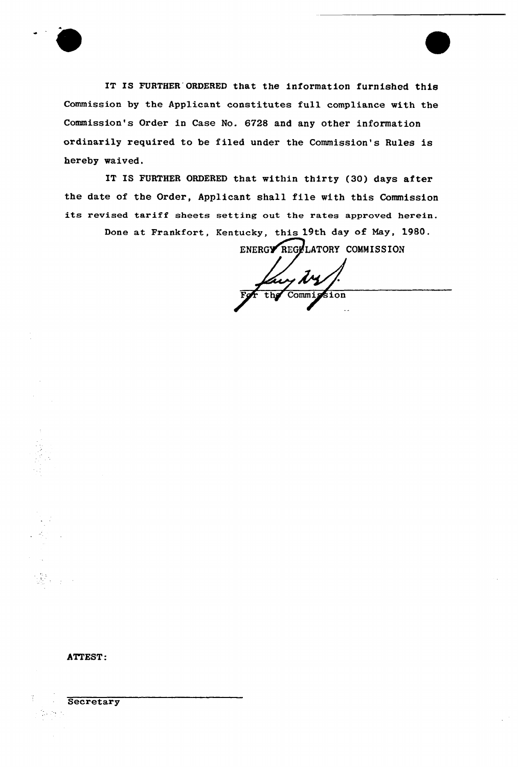IT IS FURTHER ORDERED that the information furnished this Commission by the Applicant constitutes full compliance with the Commission's Order in Case No. 6728 and any other information ordinarily required to be filed under the Commission's Rules is hereby waived.

IT IS FURTHER ORDERED that within thirty (30) days after the date of the Order, Applicant shall file with this Commission its revised tariff sheets setting out the rates approved herein.

Done at Frankfort, Kentucky, this 19th day of May, 1980.

ENERGY REGULATORY COMMISSION

For the Commission

ATTEST:

Secretary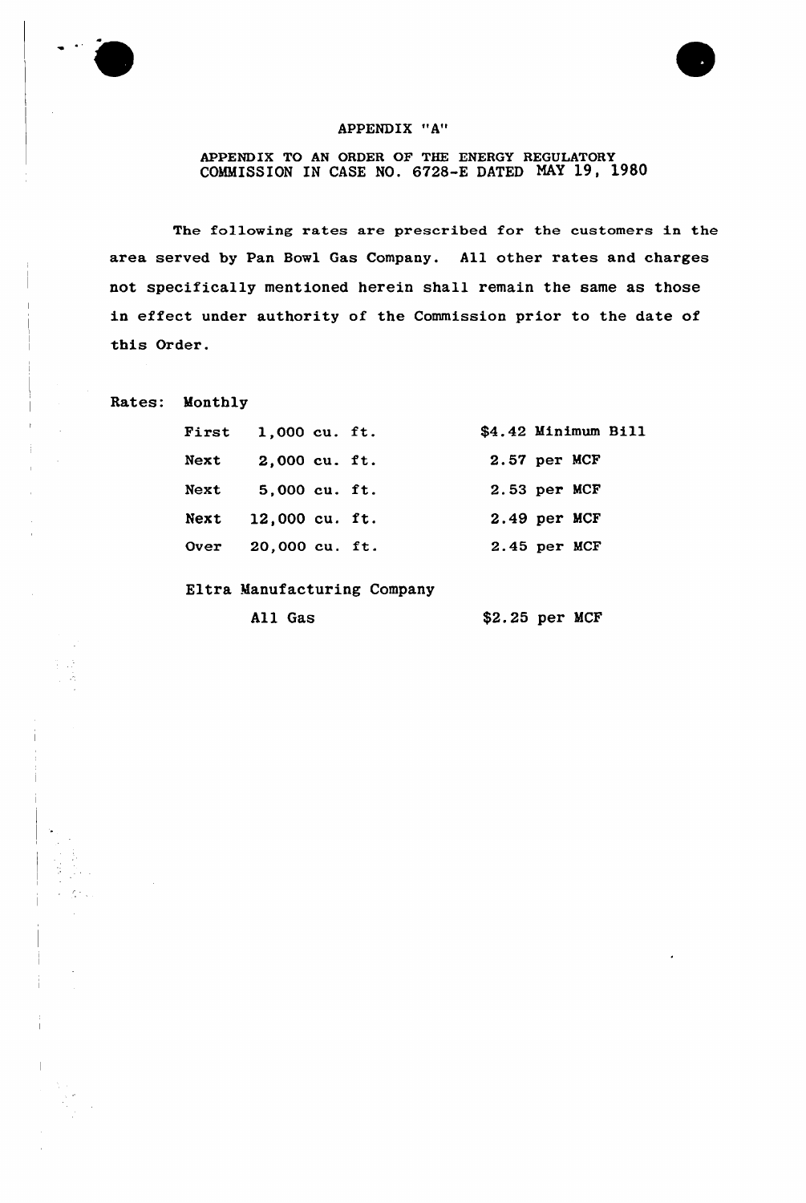# APPENDIX "A"

APPENDIX TO AN ORDER OF THE ENERGY REGULATORY COMMISSION IN CASE NO. 6728-E DATED MAY 19, 1980

The following rates are prescribed for the customers in the area served by Pan Bowl Gas Company. All other rates and charges not specifically mentioned herein shall remain the same as those in effect under authority of the Commission prior to the date of this Order.

Rates: Monthly

| | | |
|---|---|---|
| First | 1,000 cu. ft. | $4.42 Minimum Bill |
| Next | 2,000 cu. ft. | 2.57 per MCF |
| Next | 5,000 cu. ft. | 2.53 per MCF |
| Next | 12,000 cu. ft. | 2.49 per MCF |
| Over | 20,000 cu. ft. | 2.45 per MCF |

Eltra Manufacturing Company

| | |
|---|---|
| All Gas | $2.25 per MCF |